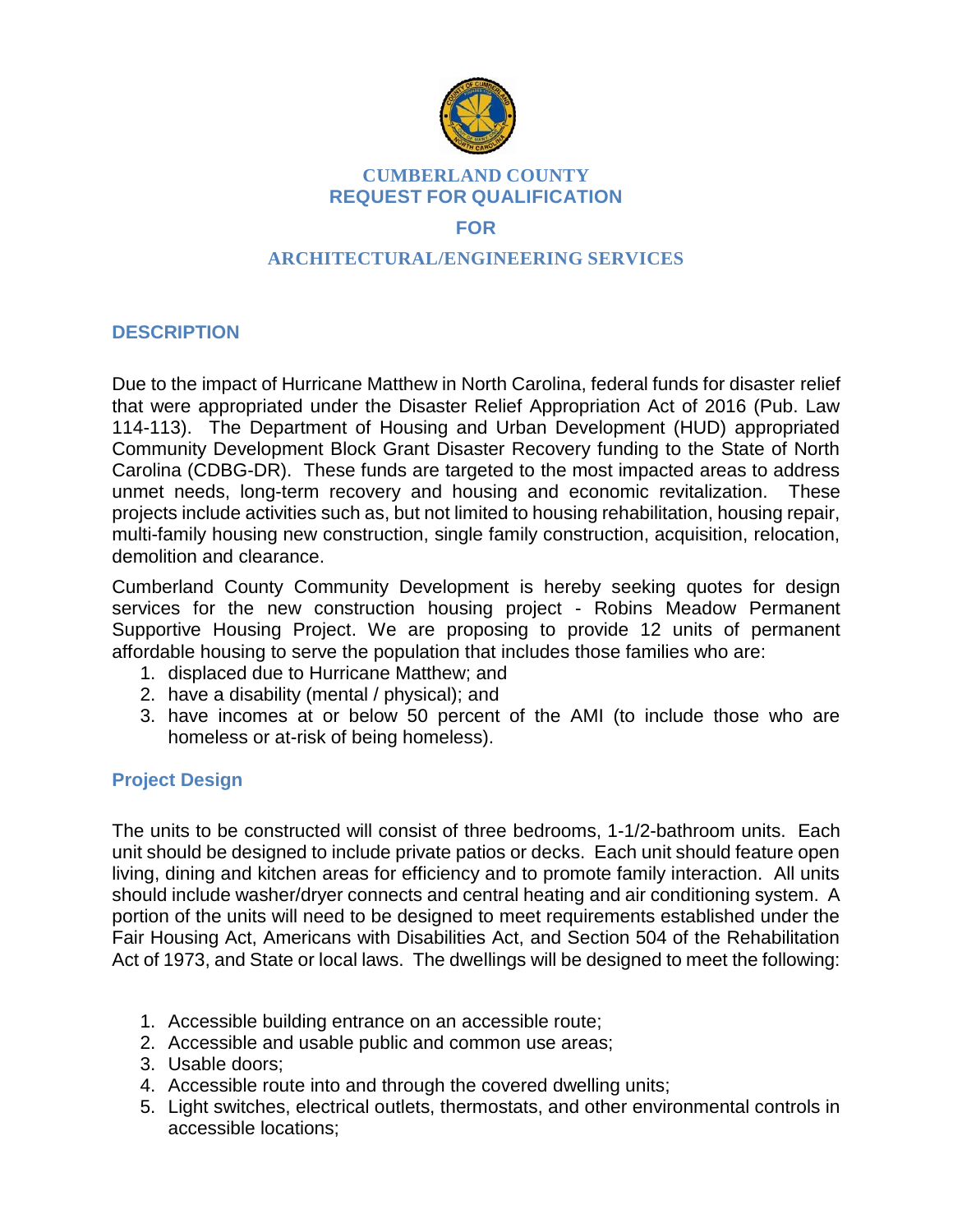# CUMBERLAND COUNTY
# REQUEST FOR QUALIFICATION
# FOR
# ARCHITECTURAL/ENGINEERING SERVICES

## DESCRIPTION

Due to the impact of Hurricane Matthew in North Carolina, federal funds for disaster relief that were appropriated under the Disaster Relief Appropriation Act of 2016 (Pub. Law 114-113). The Department of Housing and Urban Development (HUD) appropriated Community Development Block Grant Disaster Recovery funding to the State of North Carolina (CDBG-DR). These funds are targeted to the most impacted areas to address unmet needs, long-term recovery and housing and economic revitalization. These projects include activities such as, but not limited to housing rehabilitation, housing repair, multi-family housing new construction, single family construction, acquisition, relocation, demolition and clearance.

Cumberland County Community Development is hereby seeking quotes for design services for the new construction housing project - Robins Meadow Permanent Supportive Housing Project. We are proposing to provide 12 units of permanent affordable housing to serve the population that includes those families who are:

1. displaced due to Hurricane Matthew; and
2. have a disability (mental / physical); and
3. have incomes at or below 50 percent of the AMI (to include those who are homeless or at-risk of being homeless).

### Project Design

The units to be constructed will consist of three bedrooms, 1-1/2-bathroom units. Each unit should be designed to include private patios or decks. Each unit should feature open living, dining and kitchen areas for efficiency and to promote family interaction. All units should include washer/dryer connects and central heating and air conditioning system. A portion of the units will need to be designed to meet requirements established under the Fair Housing Act, Americans with Disabilities Act, and Section 504 of the Rehabilitation Act of 1973, and State or local laws. The dwellings will be designed to meet the following:

1. Accessible building entrance on an accessible route;
2. Accessible and usable public and common use areas;
3. Usable doors;
4. Accessible route into and through the covered dwelling units;
5. Light switches, electrical outlets, thermostats, and other environmental controls in accessible locations;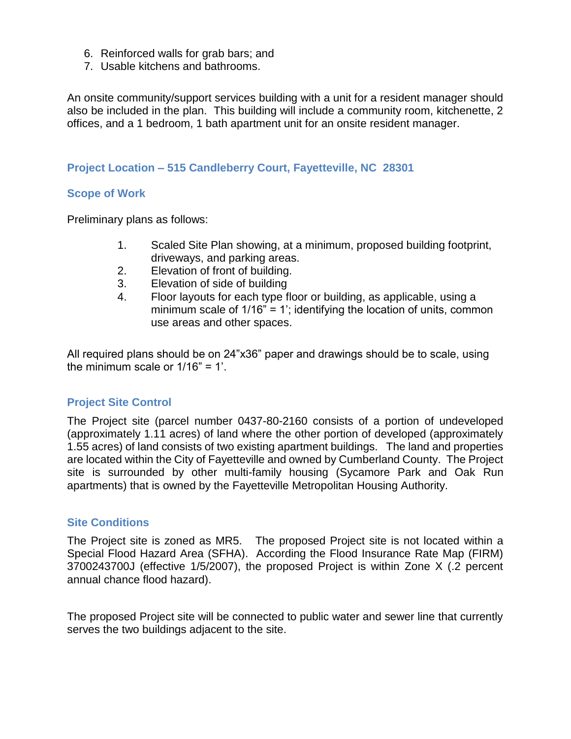6. Reinforced walls for grab bars; and
7. Usable kitchens and bathrooms.

An onsite community/support services building with a unit for a resident manager should also be included in the plan. This building will include a community room, kitchenette, 2 offices, and a 1 bedroom, 1 bath apartment unit for an onsite resident manager.

## Project Location – 515 Candleberry Court, Fayetteville, NC 28301

## Scope of Work

Preliminary plans as follows:

1. Scaled Site Plan showing, at a minimum, proposed building footprint, driveways, and parking areas.
2. Elevation of front of building.
3. Elevation of side of building
4. Floor layouts for each type floor or building, as applicable, using a minimum scale of 1/16" = 1'; identifying the location of units, common use areas and other spaces.

All required plans should be on 24"x36" paper and drawings should be to scale, using the minimum scale or 1/16" = 1'.

## Project Site Control

The Project site (parcel number 0437-80-2160 consists of a portion of undeveloped (approximately 1.11 acres) of land where the other portion of developed (approximately 1.55 acres) of land consists of two existing apartment buildings. The land and properties are located within the City of Fayetteville and owned by Cumberland County. The Project site is surrounded by other multi-family housing (Sycamore Park and Oak Run apartments) that is owned by the Fayetteville Metropolitan Housing Authority.

## Site Conditions

The Project site is zoned as MR5. The proposed Project site is not located within a Special Flood Hazard Area (SFHA). According the Flood Insurance Rate Map (FIRM) 3700243700J (effective 1/5/2007), the proposed Project is within Zone X (.2 percent annual chance flood hazard).

The proposed Project site will be connected to public water and sewer line that currently serves the two buildings adjacent to the site.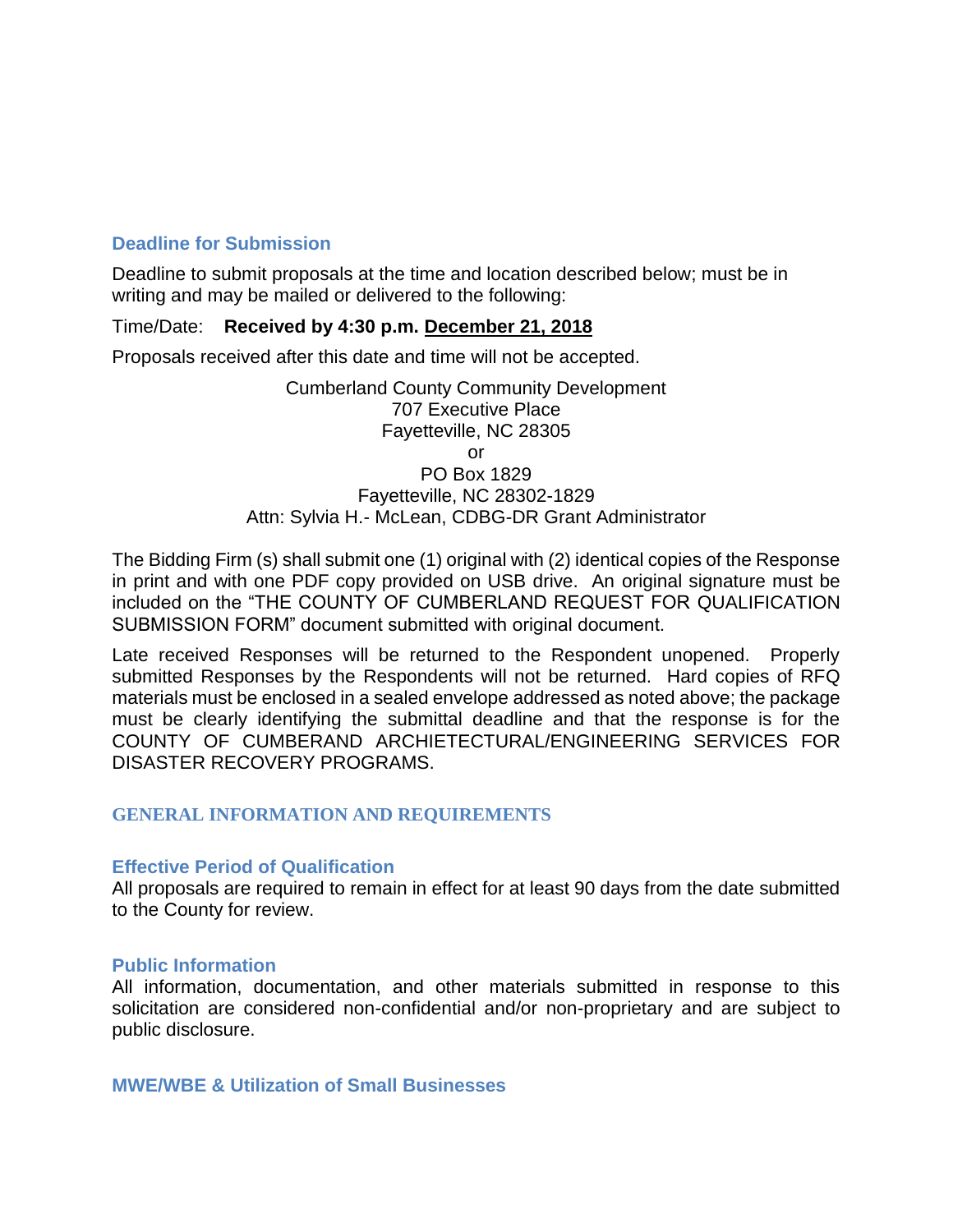### Deadline for Submission

Deadline to submit proposals at the time and location described below; must be in writing and may be mailed or delivered to the following:

Time/Date: **Received by 4:30 p.m. December 21, 2018**

Proposals received after this date and time will not be accepted.

Cumberland County Community Development
707 Executive Place
Fayetteville, NC 28305
or
PO Box 1829
Fayetteville, NC 28302-1829
Attn: Sylvia H.- McLean, CDBG-DR Grant Administrator

The Bidding Firm (s) shall submit one (1) original with (2) identical copies of the Response in print and with one PDF copy provided on USB drive. An original signature must be included on the "THE COUNTY OF CUMBERLAND REQUEST FOR QUALIFICATION SUBMISSION FORM" document submitted with original document.

Late received Responses will be returned to the Respondent unopened. Properly submitted Responses by the Respondents will not be returned. Hard copies of RFQ materials must be enclosed in a sealed envelope addressed as noted above; the package must be clearly identifying the submittal deadline and that the response is for the COUNTY OF CUMBERAND ARCHIETECTURAL/ENGINEERING SERVICES FOR DISASTER RECOVERY PROGRAMS.

## GENERAL INFORMATION AND REQUIREMENTS

### Effective Period of Qualification

All proposals are required to remain in effect for at least 90 days from the date submitted to the County for review.

### Public Information

All information, documentation, and other materials submitted in response to this solicitation are considered non-confidential and/or non-proprietary and are subject to public disclosure.

### MWE/WBE & Utilization of Small Businesses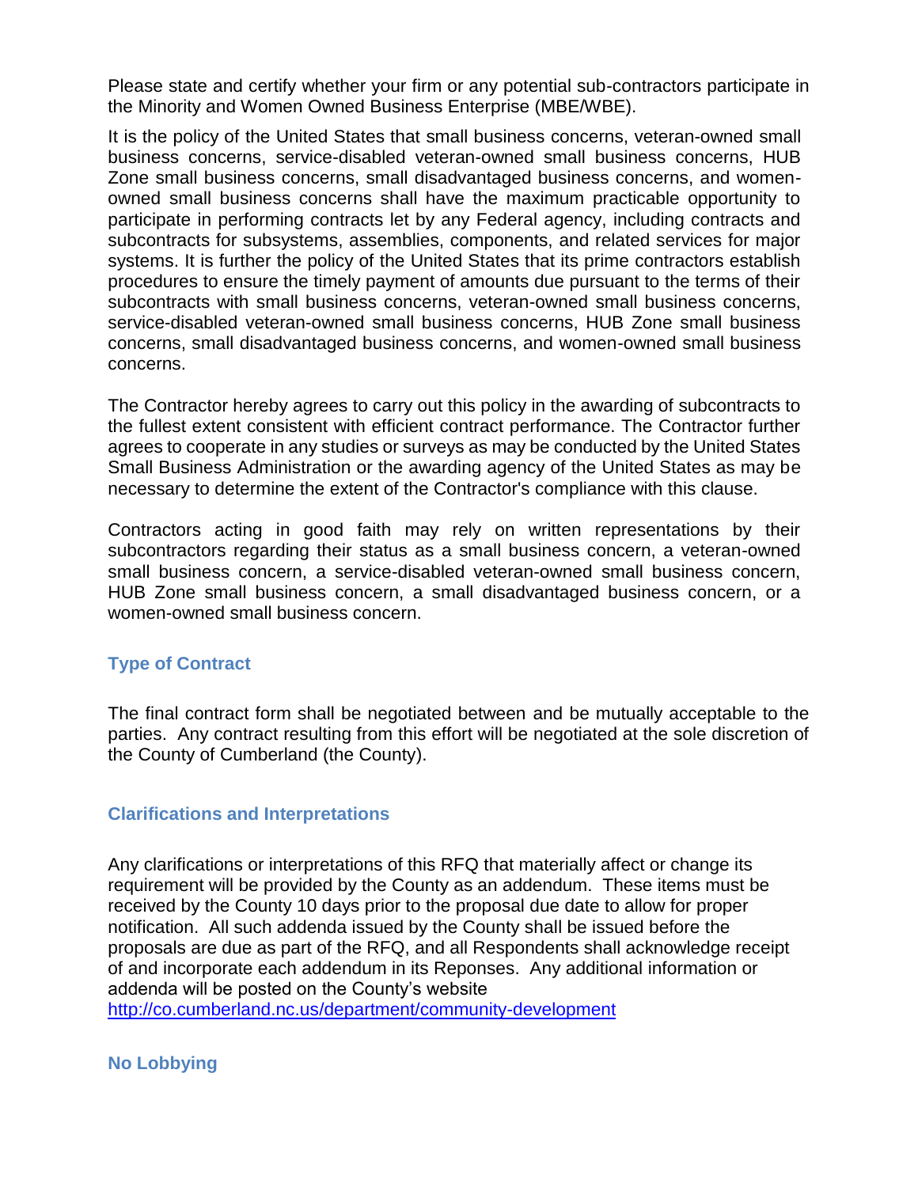Please state and certify whether your firm or any potential sub-contractors participate in the Minority and Women Owned Business Enterprise (MBE/WBE).

It is the policy of the United States that small business concerns, veteran-owned small business concerns, service-disabled veteran-owned small business concerns, HUB Zone small business concerns, small disadvantaged business concerns, and women-owned small business concerns shall have the maximum practicable opportunity to participate in performing contracts let by any Federal agency, including contracts and subcontracts for subsystems, assemblies, components, and related services for major systems. It is further the policy of the United States that its prime contractors establish procedures to ensure the timely payment of amounts due pursuant to the terms of their subcontracts with small business concerns, veteran-owned small business concerns, service-disabled veteran-owned small business concerns, HUB Zone small business concerns, small disadvantaged business concerns, and women-owned small business concerns.

The Contractor hereby agrees to carry out this policy in the awarding of subcontracts to the fullest extent consistent with efficient contract performance. The Contractor further agrees to cooperate in any studies or surveys as may be conducted by the United States Small Business Administration or the awarding agency of the United States as may be necessary to determine the extent of the Contractor's compliance with this clause.

Contractors acting in good faith may rely on written representations by their subcontractors regarding their status as a small business concern, a veteran-owned small business concern, a service-disabled veteran-owned small business concern, HUB Zone small business concern, a small disadvantaged business concern, or a women-owned small business concern.

### Type of Contract

The final contract form shall be negotiated between and be mutually acceptable to the parties. Any contract resulting from this effort will be negotiated at the sole discretion of the County of Cumberland (the County).

### Clarifications and Interpretations

Any clarifications or interpretations of this RFQ that materially affect or change its requirement will be provided by the County as an addendum. These items must be received by the County 10 days prior to the proposal due date to allow for proper notification. All such addenda issued by the County shall be issued before the proposals are due as part of the RFQ, and all Respondents shall acknowledge receipt of and incorporate each addendum in its Reponses. Any additional information or addenda will be posted on the County's website http://co.cumberland.nc.us/department/community-development

### No Lobbying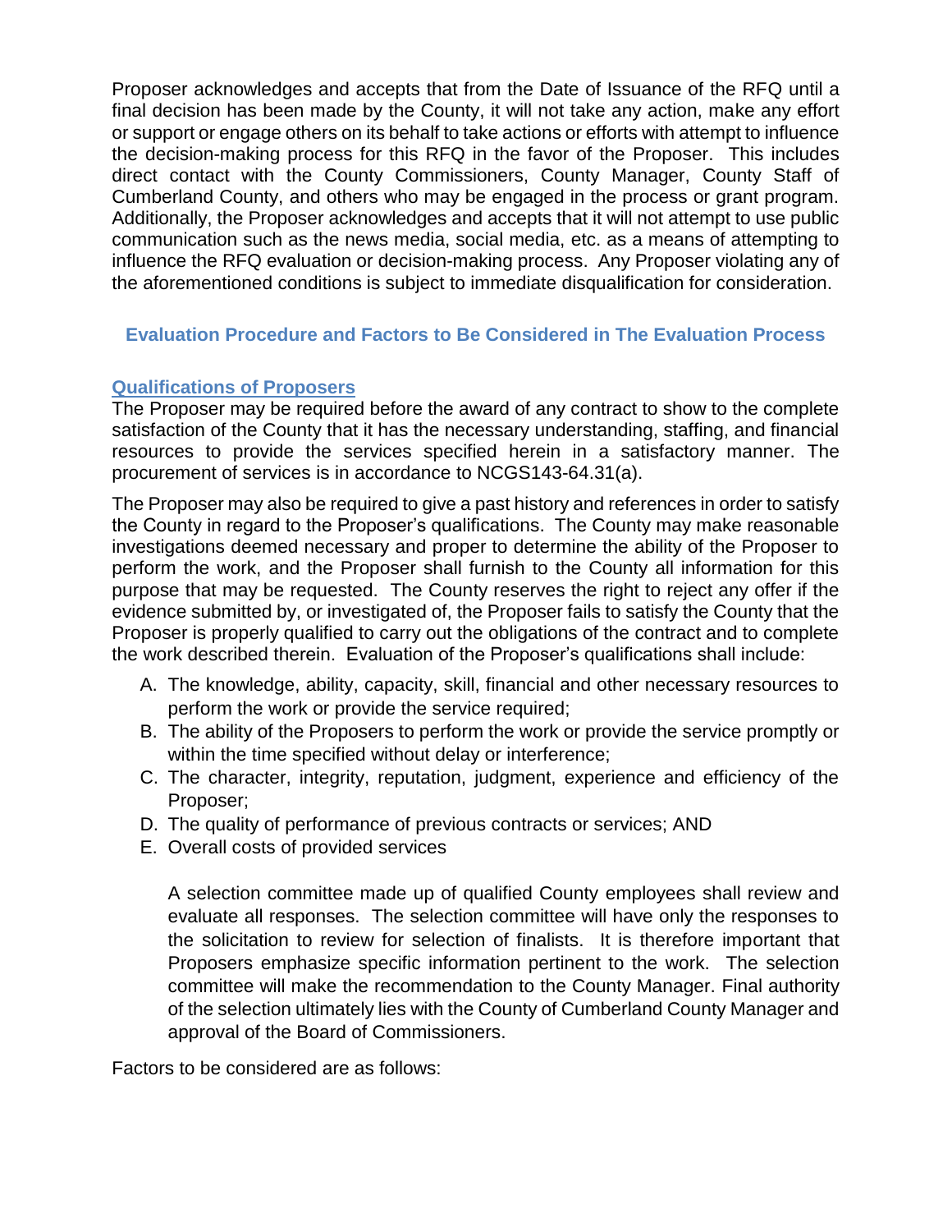Proposer acknowledges and accepts that from the Date of Issuance of the RFQ until a final decision has been made by the County, it will not take any action, make any effort or support or engage others on its behalf to take actions or efforts with attempt to influence the decision-making process for this RFQ in the favor of the Proposer. This includes direct contact with the County Commissioners, County Manager, County Staff of Cumberland County, and others who may be engaged in the process or grant program. Additionally, the Proposer acknowledges and accepts that it will not attempt to use public communication such as the news media, social media, etc. as a means of attempting to influence the RFQ evaluation or decision-making process. Any Proposer violating any of the aforementioned conditions is subject to immediate disqualification for consideration.

## Evaluation Procedure and Factors to Be Considered in The Evaluation Process

### Qualifications of Proposers

The Proposer may be required before the award of any contract to show to the complete satisfaction of the County that it has the necessary understanding, staffing, and financial resources to provide the services specified herein in a satisfactory manner. The procurement of services is in accordance to NCGS143-64.31(a).

The Proposer may also be required to give a past history and references in order to satisfy the County in regard to the Proposer's qualifications. The County may make reasonable investigations deemed necessary and proper to determine the ability of the Proposer to perform the work, and the Proposer shall furnish to the County all information for this purpose that may be requested. The County reserves the right to reject any offer if the evidence submitted by, or investigated of, the Proposer fails to satisfy the County that the Proposer is properly qualified to carry out the obligations of the contract and to complete the work described therein. Evaluation of the Proposer's qualifications shall include:

A. The knowledge, ability, capacity, skill, financial and other necessary resources to perform the work or provide the service required;
B. The ability of the Proposers to perform the work or provide the service promptly or within the time specified without delay or interference;
C. The character, integrity, reputation, judgment, experience and efficiency of the Proposer;
D. The quality of performance of previous contracts or services; AND
E. Overall costs of provided services

A selection committee made up of qualified County employees shall review and evaluate all responses. The selection committee will have only the responses to the solicitation to review for selection of finalists. It is therefore important that Proposers emphasize specific information pertinent to the work. The selection committee will make the recommendation to the County Manager. Final authority of the selection ultimately lies with the County of Cumberland County Manager and approval of the Board of Commissioners.

Factors to be considered are as follows: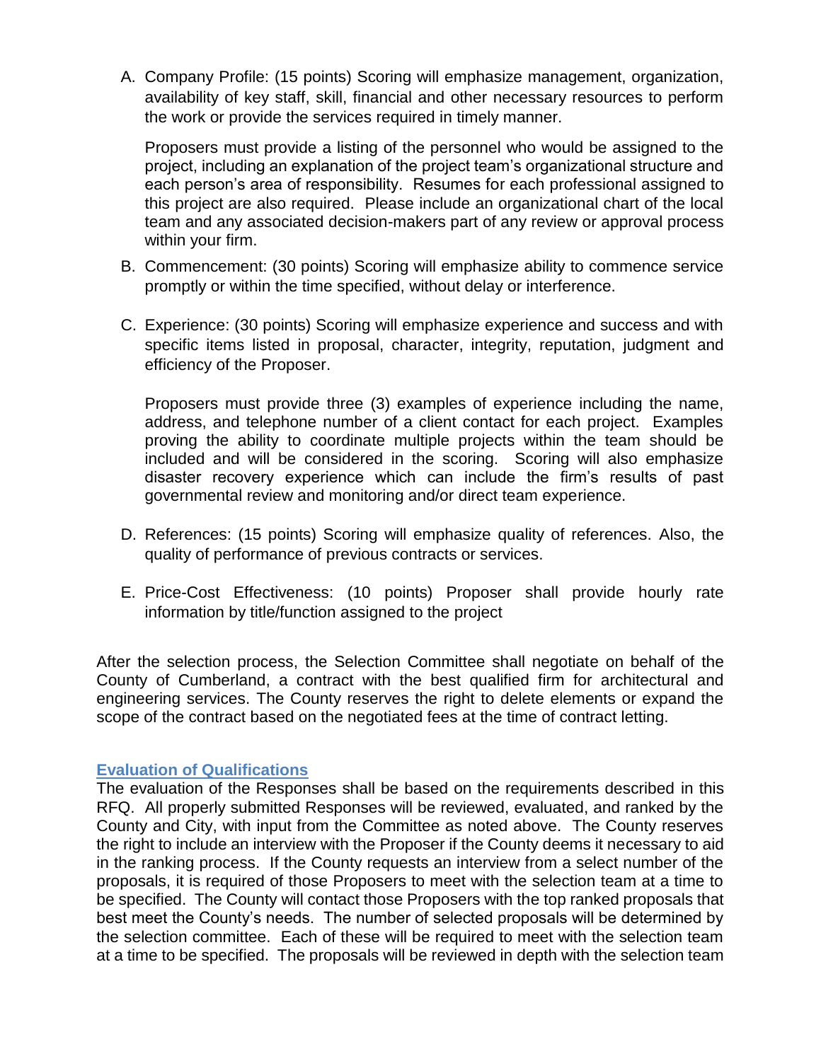A. Company Profile: (15 points) Scoring will emphasize management, organization, availability of key staff, skill, financial and other necessary resources to perform the work or provide the services required in timely manner.

   Proposers must provide a listing of the personnel who would be assigned to the project, including an explanation of the project team's organizational structure and each person's area of responsibility. Resumes for each professional assigned to this project are also required. Please include an organizational chart of the local team and any associated decision-makers part of any review or approval process within your firm.

B. Commencement: (30 points) Scoring will emphasize ability to commence service promptly or within the time specified, without delay or interference.

C. Experience: (30 points) Scoring will emphasize experience and success and with specific items listed in proposal, character, integrity, reputation, judgment and efficiency of the Proposer.

   Proposers must provide three (3) examples of experience including the name, address, and telephone number of a client contact for each project. Examples proving the ability to coordinate multiple projects within the team should be included and will be considered in the scoring. Scoring will also emphasize disaster recovery experience which can include the firm's results of past governmental review and monitoring and/or direct team experience.

D. References: (15 points) Scoring will emphasize quality of references. Also, the quality of performance of previous contracts or services.

E. Price-Cost Effectiveness: (10 points) Proposer shall provide hourly rate information by title/function assigned to the project

After the selection process, the Selection Committee shall negotiate on behalf of the County of Cumberland, a contract with the best qualified firm for architectural and engineering services. The County reserves the right to delete elements or expand the scope of the contract based on the negotiated fees at the time of contract letting.

## Evaluation of Qualifications

The evaluation of the Responses shall be based on the requirements described in this RFQ. All properly submitted Responses will be reviewed, evaluated, and ranked by the County and City, with input from the Committee as noted above. The County reserves the right to include an interview with the Proposer if the County deems it necessary to aid in the ranking process. If the County requests an interview from a select number of the proposals, it is required of those Proposers to meet with the selection team at a time to be specified. The County will contact those Proposers with the top ranked proposals that best meet the County's needs. The number of selected proposals will be determined by the selection committee. Each of these will be required to meet with the selection team at a time to be specified. The proposals will be reviewed in depth with the selection team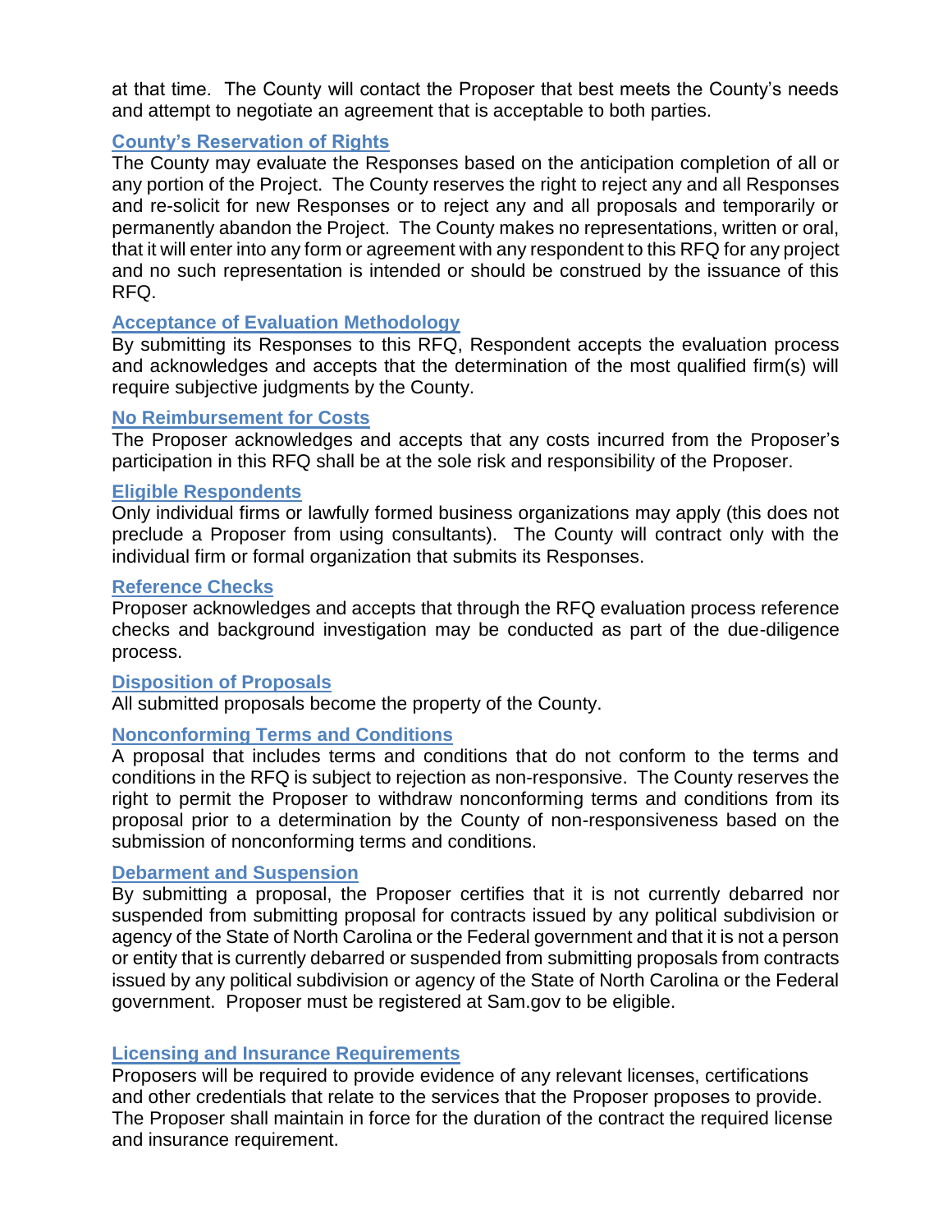at that time. The County will contact the Proposer that best meets the County's needs and attempt to negotiate an agreement that is acceptable to both parties.

### County's Reservation of Rights

The County may evaluate the Responses based on the anticipation completion of all or any portion of the Project. The County reserves the right to reject any and all Responses and re-solicit for new Responses or to reject any and all proposals and temporarily or permanently abandon the Project. The County makes no representations, written or oral, that it will enter into any form or agreement with any respondent to this RFQ for any project and no such representation is intended or should be construed by the issuance of this RFQ.

### Acceptance of Evaluation Methodology

By submitting its Responses to this RFQ, Respondent accepts the evaluation process and acknowledges and accepts that the determination of the most qualified firm(s) will require subjective judgments by the County.

### No Reimbursement for Costs

The Proposer acknowledges and accepts that any costs incurred from the Proposer's participation in this RFQ shall be at the sole risk and responsibility of the Proposer.

### Eligible Respondents

Only individual firms or lawfully formed business organizations may apply (this does not preclude a Proposer from using consultants). The County will contract only with the individual firm or formal organization that submits its Responses.

### Reference Checks

Proposer acknowledges and accepts that through the RFQ evaluation process reference checks and background investigation may be conducted as part of the due-diligence process.

### Disposition of Proposals

All submitted proposals become the property of the County.

### Nonconforming Terms and Conditions

A proposal that includes terms and conditions that do not conform to the terms and conditions in the RFQ is subject to rejection as non-responsive. The County reserves the right to permit the Proposer to withdraw nonconforming terms and conditions from its proposal prior to a determination by the County of non-responsiveness based on the submission of nonconforming terms and conditions.

### Debarment and Suspension

By submitting a proposal, the Proposer certifies that it is not currently debarred nor suspended from submitting proposal for contracts issued by any political subdivision or agency of the State of North Carolina or the Federal government and that it is not a person or entity that is currently debarred or suspended from submitting proposals from contracts issued by any political subdivision or agency of the State of North Carolina or the Federal government. Proposer must be registered at Sam.gov to be eligible.

### Licensing and Insurance Requirements

Proposers will be required to provide evidence of any relevant licenses, certifications and other credentials that relate to the services that the Proposer proposes to provide. The Proposer shall maintain in force for the duration of the contract the required license and insurance requirement.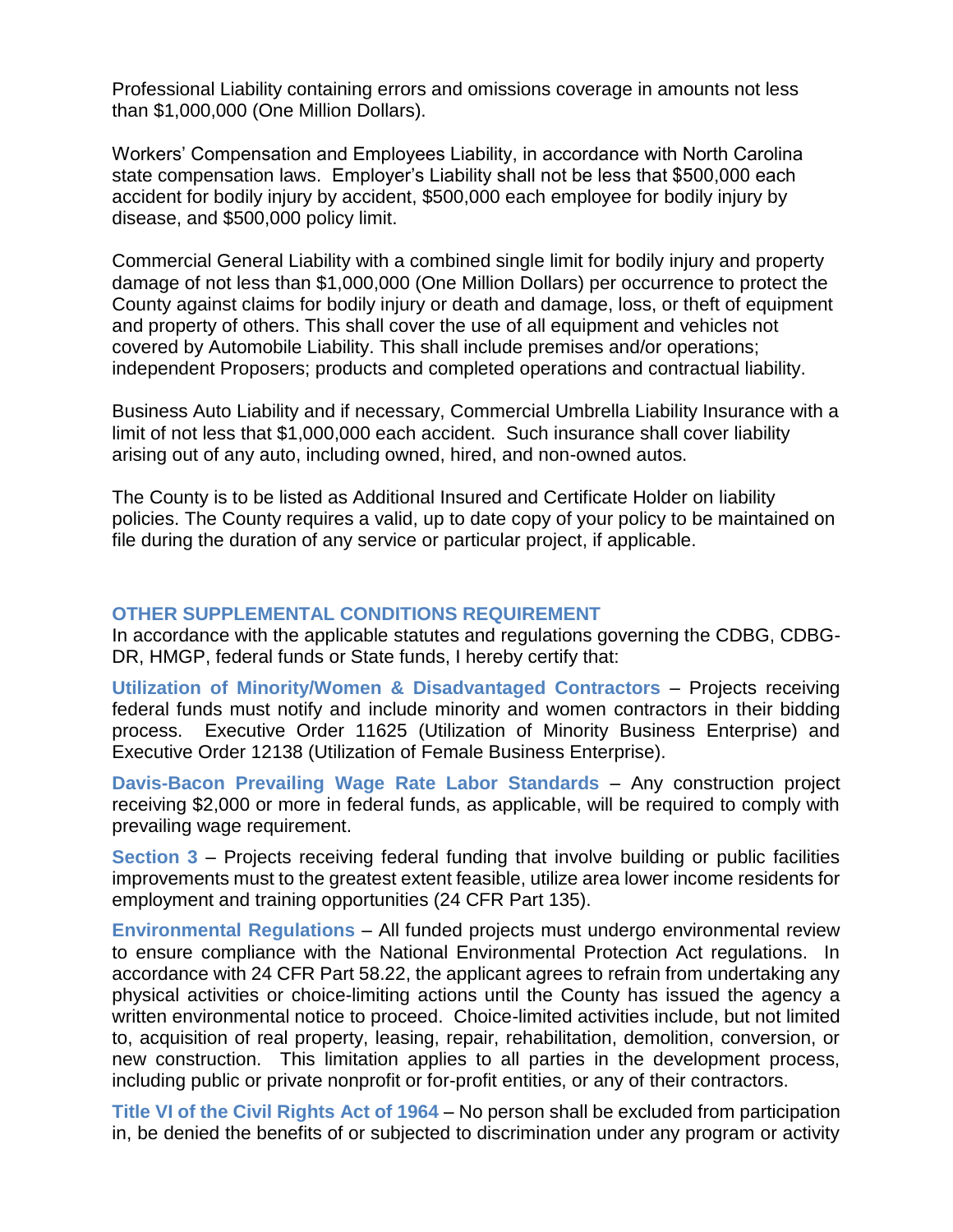Professional Liability containing errors and omissions coverage in amounts not less than $1,000,000 (One Million Dollars).

Workers' Compensation and Employees Liability, in accordance with North Carolina state compensation laws. Employer's Liability shall not be less that $500,000 each accident for bodily injury by accident, $500,000 each employee for bodily injury by disease, and $500,000 policy limit.

Commercial General Liability with a combined single limit for bodily injury and property damage of not less than $1,000,000 (One Million Dollars) per occurrence to protect the County against claims for bodily injury or death and damage, loss, or theft of equipment and property of others. This shall cover the use of all equipment and vehicles not covered by Automobile Liability. This shall include premises and/or operations; independent Proposers; products and completed operations and contractual liability.

Business Auto Liability and if necessary, Commercial Umbrella Liability Insurance with a limit of not less that $1,000,000 each accident. Such insurance shall cover liability arising out of any auto, including owned, hired, and non-owned autos.

The County is to be listed as Additional Insured and Certificate Holder on liability policies. The County requires a valid, up to date copy of your policy to be maintained on file during the duration of any service or particular project, if applicable.

## OTHER SUPPLEMENTAL CONDITIONS REQUIREMENT

In accordance with the applicable statutes and regulations governing the CDBG, CDBG-DR, HMGP, federal funds or State funds, I hereby certify that:

**Utilization of Minority/Women & Disadvantaged Contractors** – Projects receiving federal funds must notify and include minority and women contractors in their bidding process. Executive Order 11625 (Utilization of Minority Business Enterprise) and Executive Order 12138 (Utilization of Female Business Enterprise).

**Davis-Bacon Prevailing Wage Rate Labor Standards** – Any construction project receiving $2,000 or more in federal funds, as applicable, will be required to comply with prevailing wage requirement.

**Section 3** – Projects receiving federal funding that involve building or public facilities improvements must to the greatest extent feasible, utilize area lower income residents for employment and training opportunities (24 CFR Part 135).

**Environmental Regulations** – All funded projects must undergo environmental review to ensure compliance with the National Environmental Protection Act regulations. In accordance with 24 CFR Part 58.22, the applicant agrees to refrain from undertaking any physical activities or choice-limiting actions until the County has issued the agency a written environmental notice to proceed. Choice-limited activities include, but not limited to, acquisition of real property, leasing, repair, rehabilitation, demolition, conversion, or new construction. This limitation applies to all parties in the development process, including public or private nonprofit or for-profit entities, or any of their contractors.

**Title VI of the Civil Rights Act of 1964** – No person shall be excluded from participation in, be denied the benefits of or subjected to discrimination under any program or activity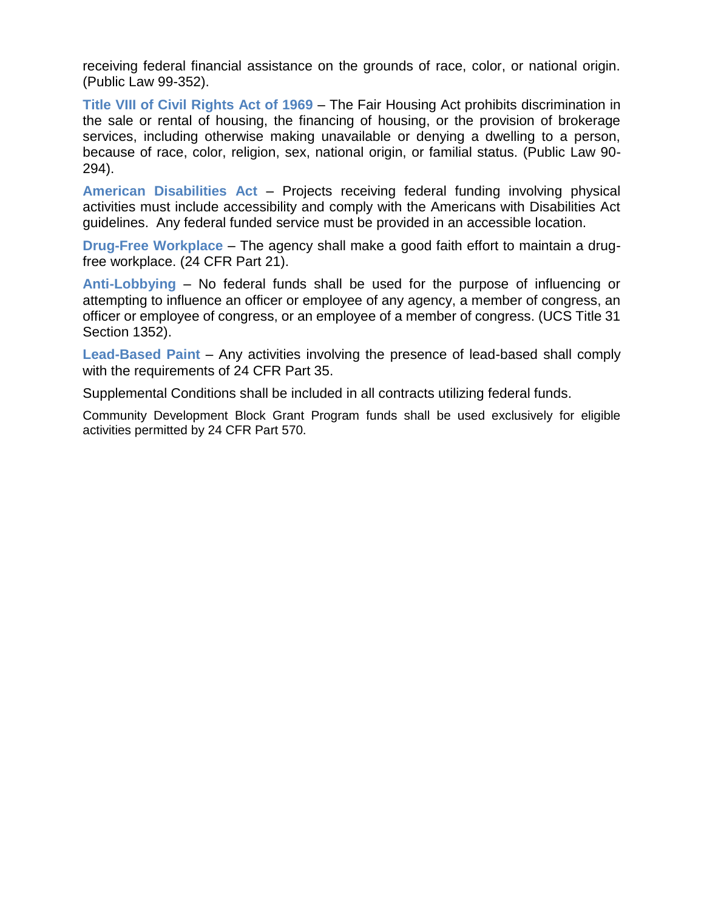receiving federal financial assistance on the grounds of race, color, or national origin. (Public Law 99-352).

**Title VIII of Civil Rights Act of 1969** – The Fair Housing Act prohibits discrimination in the sale or rental of housing, the financing of housing, or the provision of brokerage services, including otherwise making unavailable or denying a dwelling to a person, because of race, color, religion, sex, national origin, or familial status. (Public Law 90-294).

**American Disabilities Act** – Projects receiving federal funding involving physical activities must include accessibility and comply with the Americans with Disabilities Act guidelines. Any federal funded service must be provided in an accessible location.

**Drug-Free Workplace** – The agency shall make a good faith effort to maintain a drug-free workplace. (24 CFR Part 21).

**Anti-Lobbying** – No federal funds shall be used for the purpose of influencing or attempting to influence an officer or employee of any agency, a member of congress, an officer or employee of congress, or an employee of a member of congress. (UCS Title 31 Section 1352).

**Lead-Based Paint** – Any activities involving the presence of lead-based shall comply with the requirements of 24 CFR Part 35.

Supplemental Conditions shall be included in all contracts utilizing federal funds.

Community Development Block Grant Program funds shall be used exclusively for eligible activities permitted by 24 CFR Part 570.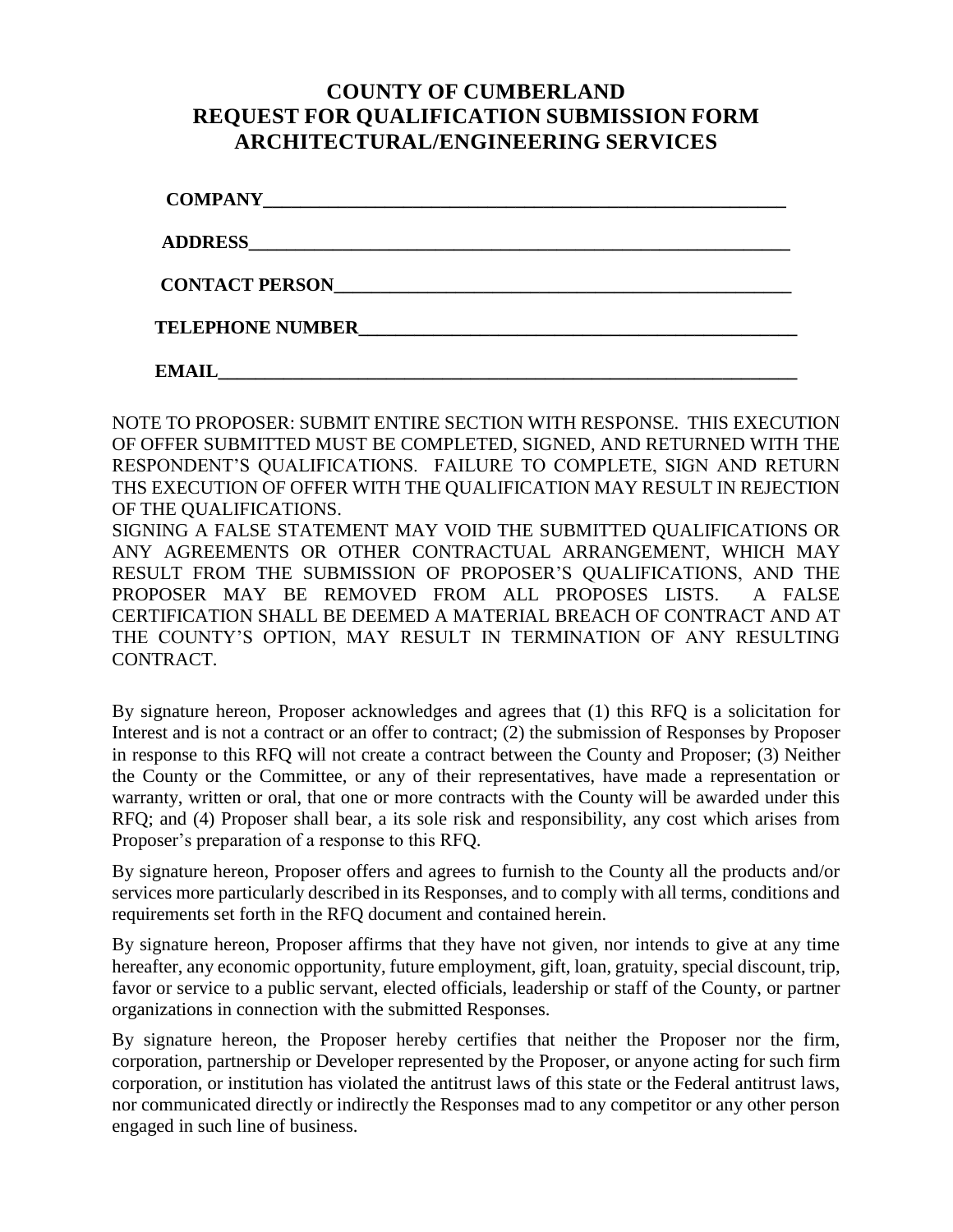# COUNTY OF CUMBERLAND
# REQUEST FOR QUALIFICATION SUBMISSION FORM
# ARCHITECTURAL/ENGINEERING SERVICES

**COMPANY**_______________________________________________________

**ADDRESS**_______________________________________________________

**CONTACT PERSON**________________________________________________

**TELEPHONE NUMBER**______________________________________________

**EMAIL**_________________________________________________________

NOTE TO PROPOSER: SUBMIT ENTIRE SECTION WITH RESPONSE. THIS EXECUTION OF OFFER SUBMITTED MUST BE COMPLETED, SIGNED, AND RETURNED WITH THE RESPONDENT'S QUALIFICATIONS. FAILURE TO COMPLETE, SIGN AND RETURN THS EXECUTION OF OFFER WITH THE QUALIFICATION MAY RESULT IN REJECTION OF THE QUALIFICATIONS.

SIGNING A FALSE STATEMENT MAY VOID THE SUBMITTED QUALIFICATIONS OR ANY AGREEMENTS OR OTHER CONTRACTUAL ARRANGEMENT, WHICH MAY RESULT FROM THE SUBMISSION OF PROPOSER'S QUALIFICATIONS, AND THE PROPOSER MAY BE REMOVED FROM ALL PROPOSES LISTS. A FALSE CERTIFICATION SHALL BE DEEMED A MATERIAL BREACH OF CONTRACT AND AT THE COUNTY'S OPTION, MAY RESULT IN TERMINATION OF ANY RESULTING CONTRACT.

By signature hereon, Proposer acknowledges and agrees that (1) this RFQ is a solicitation for Interest and is not a contract or an offer to contract; (2) the submission of Responses by Proposer in response to this RFQ will not create a contract between the County and Proposer; (3) Neither the County or the Committee, or any of their representatives, have made a representation or warranty, written or oral, that one or more contracts with the County will be awarded under this RFQ; and (4) Proposer shall bear, a its sole risk and responsibility, any cost which arises from Proposer's preparation of a response to this RFQ.

By signature hereon, Proposer offers and agrees to furnish to the County all the products and/or services more particularly described in its Responses, and to comply with all terms, conditions and requirements set forth in the RFQ document and contained herein.

By signature hereon, Proposer affirms that they have not given, nor intends to give at any time hereafter, any economic opportunity, future employment, gift, loan, gratuity, special discount, trip, favor or service to a public servant, elected officials, leadership or staff of the County, or partner organizations in connection with the submitted Responses.

By signature hereon, the Proposer hereby certifies that neither the Proposer nor the firm, corporation, partnership or Developer represented by the Proposer, or anyone acting for such firm corporation, or institution has violated the antitrust laws of this state or the Federal antitrust laws, nor communicated directly or indirectly the Responses mad to any competitor or any other person engaged in such line of business.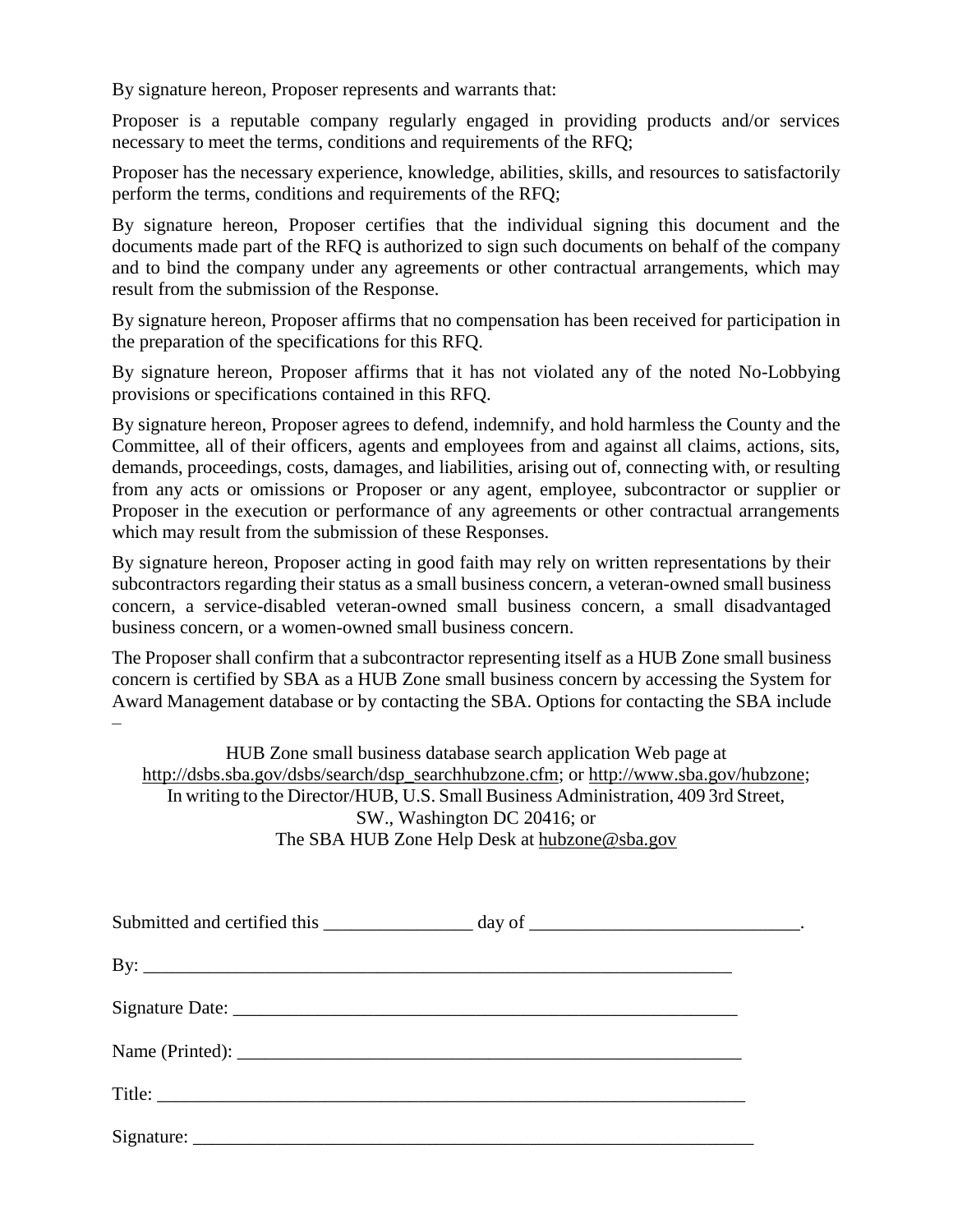By signature hereon, Proposer represents and warrants that:

Proposer is a reputable company regularly engaged in providing products and/or services necessary to meet the terms, conditions and requirements of the RFQ;

Proposer has the necessary experience, knowledge, abilities, skills, and resources to satisfactorily perform the terms, conditions and requirements of the RFQ;

By signature hereon, Proposer certifies that the individual signing this document and the documents made part of the RFQ is authorized to sign such documents on behalf of the company and to bind the company under any agreements or other contractual arrangements, which may result from the submission of the Response.

By signature hereon, Proposer affirms that no compensation has been received for participation in the preparation of the specifications for this RFQ.

By signature hereon, Proposer affirms that it has not violated any of the noted No-Lobbying provisions or specifications contained in this RFQ.

By signature hereon, Proposer agrees to defend, indemnify, and hold harmless the County and the Committee, all of their officers, agents and employees from and against all claims, actions, sits, demands, proceedings, costs, damages, and liabilities, arising out of, connecting with, or resulting from any acts or omissions or Proposer or any agent, employee, subcontractor or supplier or Proposer in the execution or performance of any agreements or other contractual arrangements which may result from the submission of these Responses.

By signature hereon, Proposer acting in good faith may rely on written representations by their subcontractors regarding their status as a small business concern, a veteran-owned small business concern, a service-disabled veteran-owned small business concern, a small disadvantaged business concern, or a women-owned small business concern.

The Proposer shall confirm that a subcontractor representing itself as a HUB Zone small business concern is certified by SBA as a HUB Zone small business concern by accessing the System for Award Management database or by contacting the SBA. Options for contacting the SBA include –

HUB Zone small business database search application Web page at
http://dsbs.sba.gov/dsbs/search/dsp_searchhubzone.cfm; or http://www.sba.gov/hubzone;
In writing to the Director/HUB, U.S. Small Business Administration, 409 3rd Street,
SW., Washington DC 20416; or
The SBA HUB Zone Help Desk at hubzone@sba.gov

Submitted and certified this ________________ day of _____________________________.

By: _________________________________________________________________

Signature Date: _______________________________________________________

Name (Printed): _______________________________________________________

Title: _________________________________________________________________

Signature: _____________________________________________________________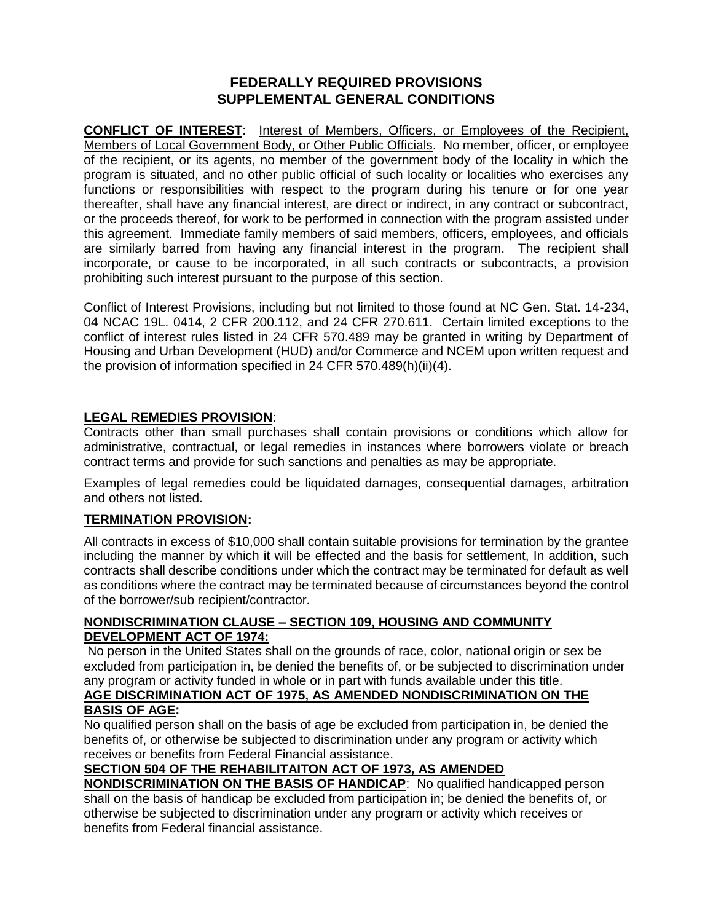# FEDERALLY REQUIRED PROVISIONS
# SUPPLEMENTAL GENERAL CONDITIONS

**CONFLICT OF INTEREST**: Interest of Members, Officers, or Employees of the Recipient, Members of Local Government Body, or Other Public Officials. No member, officer, or employee of the recipient, or its agents, no member of the government body of the locality in which the program is situated, and no other public official of such locality or localities who exercises any functions or responsibilities with respect to the program during his tenure or for one year thereafter, shall have any financial interest, are direct or indirect, in any contract or subcontract, or the proceeds thereof, for work to be performed in connection with the program assisted under this agreement. Immediate family members of said members, officers, employees, and officials are similarly barred from having any financial interest in the program. The recipient shall incorporate, or cause to be incorporated, in all such contracts or subcontracts, a provision prohibiting such interest pursuant to the purpose of this section.

Conflict of Interest Provisions, including but not limited to those found at NC Gen. Stat. 14-234, 04 NCAC 19L. 0414, 2 CFR 200.112, and 24 CFR 270.611. Certain limited exceptions to the conflict of interest rules listed in 24 CFR 570.489 may be granted in writing by Department of Housing and Urban Development (HUD) and/or Commerce and NCEM upon written request and the provision of information specified in 24 CFR 570.489(h)(ii)(4).

**LEGAL REMEDIES PROVISION**:

Contracts other than small purchases shall contain provisions or conditions which allow for administrative, contractual, or legal remedies in instances where borrowers violate or breach contract terms and provide for such sanctions and penalties as may be appropriate.

Examples of legal remedies could be liquidated damages, consequential damages, arbitration and others not listed.

**TERMINATION PROVISION:**

All contracts in excess of $10,000 shall contain suitable provisions for termination by the grantee including the manner by which it will be effected and the basis for settlement, In addition, such contracts shall describe conditions under which the contract may be terminated for default as well as conditions where the contract may be terminated because of circumstances beyond the control of the borrower/sub recipient/contractor.

**NONDISCRIMINATION CLAUSE – SECTION 109, HOUSING AND COMMUNITY DEVELOPMENT ACT OF 1974:**

No person in the United States shall on the grounds of race, color, national origin or sex be excluded from participation in, be denied the benefits of, or be subjected to discrimination under any program or activity funded in whole or in part with funds available under this title.

**AGE DISCRIMINATION ACT OF 1975, AS AMENDED NONDISCRIMINATION ON THE BASIS OF AGE:**

No qualified person shall on the basis of age be excluded from participation in, be denied the benefits of, or otherwise be subjected to discrimination under any program or activity which receives or benefits from Federal Financial assistance.

**SECTION 504 OF THE REHABILITAITON ACT OF 1973, AS AMENDED NONDISCRIMINATION ON THE BASIS OF HANDICAP**: No qualified handicapped person shall on the basis of handicap be excluded from participation in; be denied the benefits of, or otherwise be subjected to discrimination under any program or activity which receives or benefits from Federal financial assistance.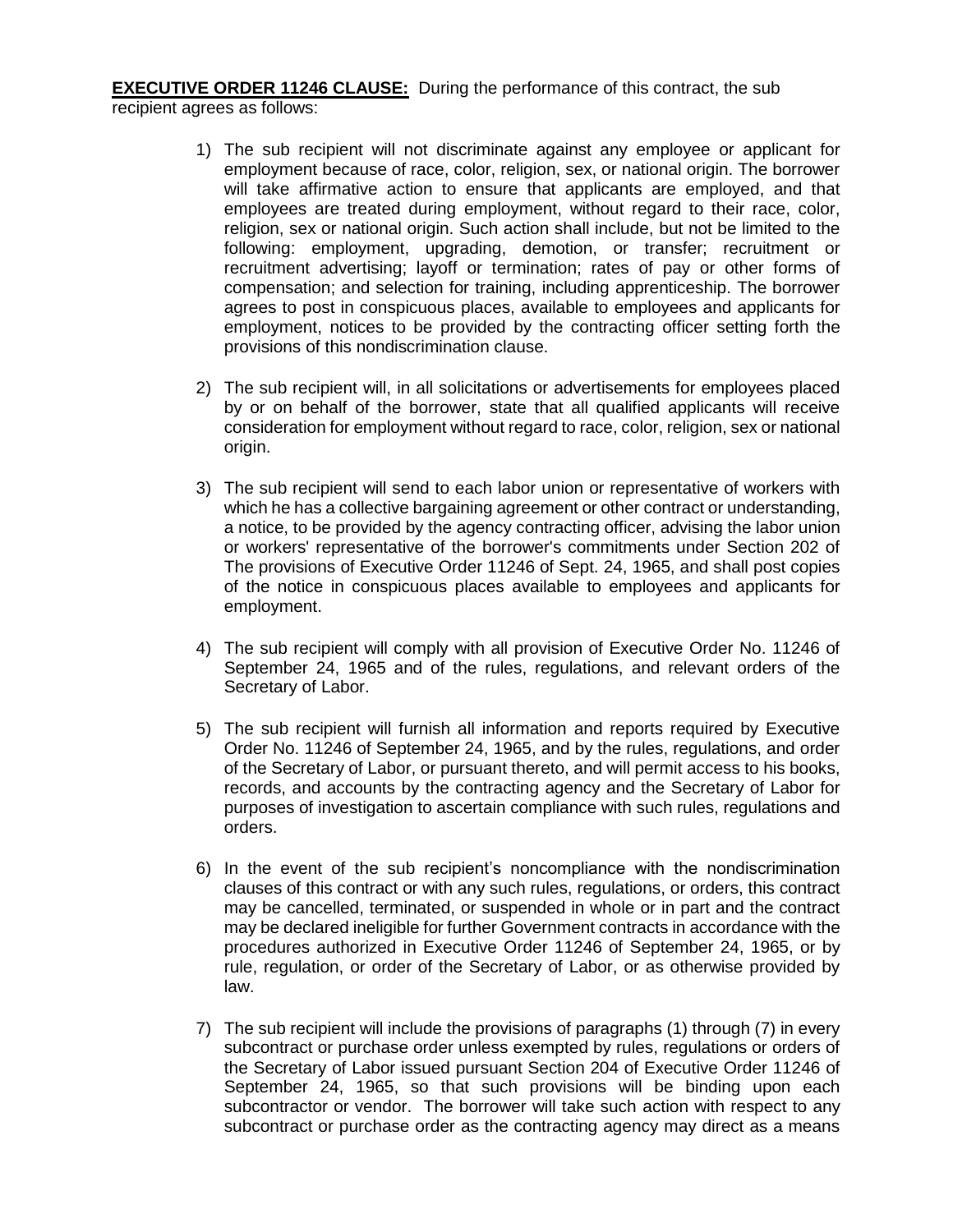**EXECUTIVE ORDER 11246 CLAUSE:** During the performance of this contract, the sub recipient agrees as follows:

1) The sub recipient will not discriminate against any employee or applicant for employment because of race, color, religion, sex, or national origin. The borrower will take affirmative action to ensure that applicants are employed, and that employees are treated during employment, without regard to their race, color, religion, sex or national origin. Such action shall include, but not be limited to the following: employment, upgrading, demotion, or transfer; recruitment or recruitment advertising; layoff or termination; rates of pay or other forms of compensation; and selection for training, including apprenticeship. The borrower agrees to post in conspicuous places, available to employees and applicants for employment, notices to be provided by the contracting officer setting forth the provisions of this nondiscrimination clause.

2) The sub recipient will, in all solicitations or advertisements for employees placed by or on behalf of the borrower, state that all qualified applicants will receive consideration for employment without regard to race, color, religion, sex or national origin.

3) The sub recipient will send to each labor union or representative of workers with which he has a collective bargaining agreement or other contract or understanding, a notice, to be provided by the agency contracting officer, advising the labor union or workers' representative of the borrower's commitments under Section 202 of The provisions of Executive Order 11246 of Sept. 24, 1965, and shall post copies of the notice in conspicuous places available to employees and applicants for employment.

4) The sub recipient will comply with all provision of Executive Order No. 11246 of September 24, 1965 and of the rules, regulations, and relevant orders of the Secretary of Labor.

5) The sub recipient will furnish all information and reports required by Executive Order No. 11246 of September 24, 1965, and by the rules, regulations, and order of the Secretary of Labor, or pursuant thereto, and will permit access to his books, records, and accounts by the contracting agency and the Secretary of Labor for purposes of investigation to ascertain compliance with such rules, regulations and orders.

6) In the event of the sub recipient's noncompliance with the nondiscrimination clauses of this contract or with any such rules, regulations, or orders, this contract may be cancelled, terminated, or suspended in whole or in part and the contract may be declared ineligible for further Government contracts in accordance with the procedures authorized in Executive Order 11246 of September 24, 1965, or by rule, regulation, or order of the Secretary of Labor, or as otherwise provided by law.

7) The sub recipient will include the provisions of paragraphs (1) through (7) in every subcontract or purchase order unless exempted by rules, regulations or orders of the Secretary of Labor issued pursuant Section 204 of Executive Order 11246 of September 24, 1965, so that such provisions will be binding upon each subcontractor or vendor. The borrower will take such action with respect to any subcontract or purchase order as the contracting agency may direct as a means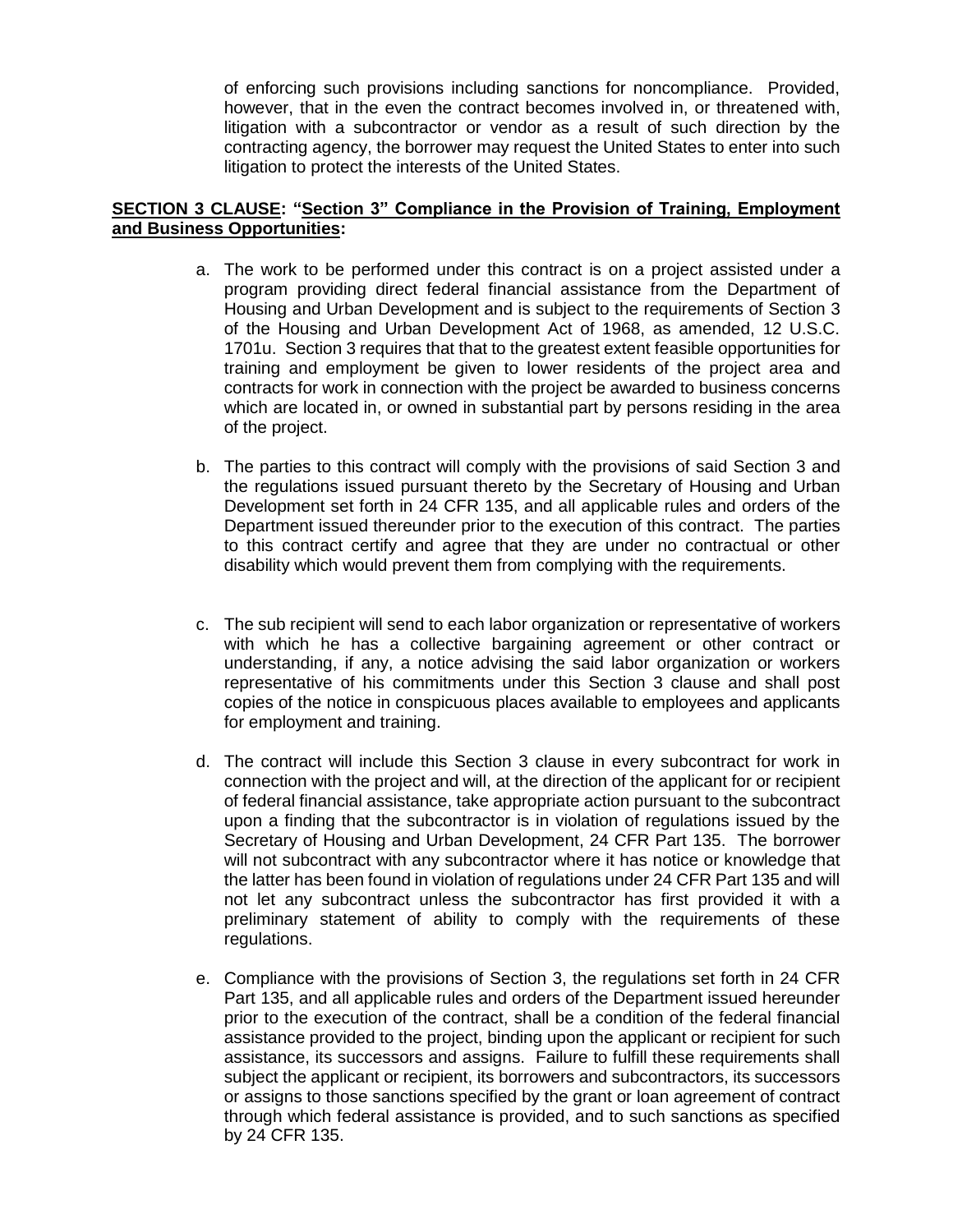of enforcing such provisions including sanctions for noncompliance. Provided, however, that in the even the contract becomes involved in, or threatened with, litigation with a subcontractor or vendor as a result of such direction by the contracting agency, the borrower may request the United States to enter into such litigation to protect the interests of the United States.

**<u>SECTION 3 CLAUSE</u>: "<u>Section 3" Compliance in the Provision of Training, Employment and Business Opportunities</u>:**

a. The work to be performed under this contract is on a project assisted under a program providing direct federal financial assistance from the Department of Housing and Urban Development and is subject to the requirements of Section 3 of the Housing and Urban Development Act of 1968, as amended, 12 U.S.C. 1701u. Section 3 requires that that to the greatest extent feasible opportunities for training and employment be given to lower residents of the project area and contracts for work in connection with the project be awarded to business concerns which are located in, or owned in substantial part by persons residing in the area of the project.

b. The parties to this contract will comply with the provisions of said Section 3 and the regulations issued pursuant thereto by the Secretary of Housing and Urban Development set forth in 24 CFR 135, and all applicable rules and orders of the Department issued thereunder prior to the execution of this contract. The parties to this contract certify and agree that they are under no contractual or other disability which would prevent them from complying with the requirements.

c. The sub recipient will send to each labor organization or representative of workers with which he has a collective bargaining agreement or other contract or understanding, if any, a notice advising the said labor organization or workers representative of his commitments under this Section 3 clause and shall post copies of the notice in conspicuous places available to employees and applicants for employment and training.

d. The contract will include this Section 3 clause in every subcontract for work in connection with the project and will, at the direction of the applicant for or recipient of federal financial assistance, take appropriate action pursuant to the subcontract upon a finding that the subcontractor is in violation of regulations issued by the Secretary of Housing and Urban Development, 24 CFR Part 135. The borrower will not subcontract with any subcontractor where it has notice or knowledge that the latter has been found in violation of regulations under 24 CFR Part 135 and will not let any subcontract unless the subcontractor has first provided it with a preliminary statement of ability to comply with the requirements of these regulations.

e. Compliance with the provisions of Section 3, the regulations set forth in 24 CFR Part 135, and all applicable rules and orders of the Department issued hereunder prior to the execution of the contract, shall be a condition of the federal financial assistance provided to the project, binding upon the applicant or recipient for such assistance, its successors and assigns. Failure to fulfill these requirements shall subject the applicant or recipient, its borrowers and subcontractors, its successors or assigns to those sanctions specified by the grant or loan agreement of contract through which federal assistance is provided, and to such sanctions as specified by 24 CFR 135.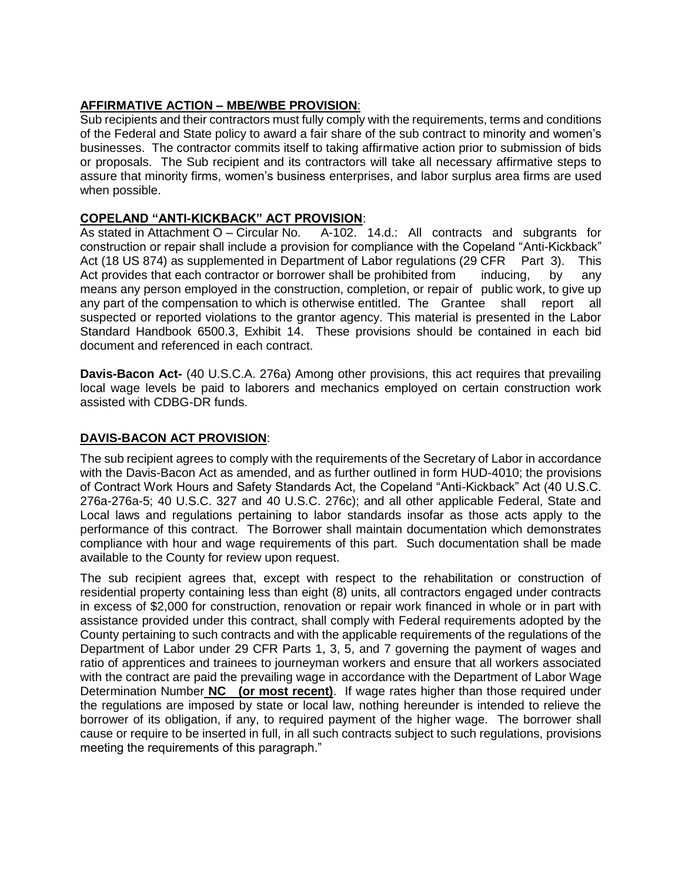**AFFIRMATIVE ACTION – MBE/WBE PROVISION**:

Sub recipients and their contractors must fully comply with the requirements, terms and conditions of the Federal and State policy to award a fair share of the sub contract to minority and women's businesses. The contractor commits itself to taking affirmative action prior to submission of bids or proposals. The Sub recipient and its contractors will take all necessary affirmative steps to assure that minority firms, women's business enterprises, and labor surplus area firms are used when possible.

**COPELAND "ANTI-KICKBACK" ACT PROVISION**:

As stated in Attachment O – Circular No. A-102. 14.d.: All contracts and subgrants for construction or repair shall include a provision for compliance with the Copeland "Anti-Kickback" Act (18 US 874) as supplemented in Department of Labor regulations (29 CFR Part 3). This Act provides that each contractor or borrower shall be prohibited from inducing, by any means any person employed in the construction, completion, or repair of public work, to give up any part of the compensation to which is otherwise entitled. The Grantee shall report all suspected or reported violations to the grantor agency. This material is presented in the Labor Standard Handbook 6500.3, Exhibit 14. These provisions should be contained in each bid document and referenced in each contract.

**Davis-Bacon Act-** (40 U.S.C.A. 276a) Among other provisions, this act requires that prevailing local wage levels be paid to laborers and mechanics employed on certain construction work assisted with CDBG-DR funds.

**DAVIS-BACON ACT PROVISION**:

The sub recipient agrees to comply with the requirements of the Secretary of Labor in accordance with the Davis-Bacon Act as amended, and as further outlined in form HUD-4010; the provisions of Contract Work Hours and Safety Standards Act, the Copeland "Anti-Kickback" Act (40 U.S.C. 276a-276a-5; 40 U.S.C. 327 and 40 U.S.C. 276c); and all other applicable Federal, State and Local laws and regulations pertaining to labor standards insofar as those acts apply to the performance of this contract. The Borrower shall maintain documentation which demonstrates compliance with hour and wage requirements of this part. Such documentation shall be made available to the County for review upon request.

The sub recipient agrees that, except with respect to the rehabilitation or construction of residential property containing less than eight (8) units, all contractors engaged under contracts in excess of $2,000 for construction, renovation or repair work financed in whole or in part with assistance provided under this contract, shall comply with Federal requirements adopted by the County pertaining to such contracts and with the applicable requirements of the regulations of the Department of Labor under 29 CFR Parts 1, 3, 5, and 7 governing the payment of wages and ratio of apprentices and trainees to journeyman workers and ensure that all workers associated with the contract are paid the prevailing wage in accordance with the Department of Labor Wage Determination Number **NC (or most recent)**. If wage rates higher than those required under the regulations are imposed by state or local law, nothing hereunder is intended to relieve the borrower of its obligation, if any, to required payment of the higher wage. The borrower shall cause or require to be inserted in full, in all such contracts subject to such regulations, provisions meeting the requirements of this paragraph."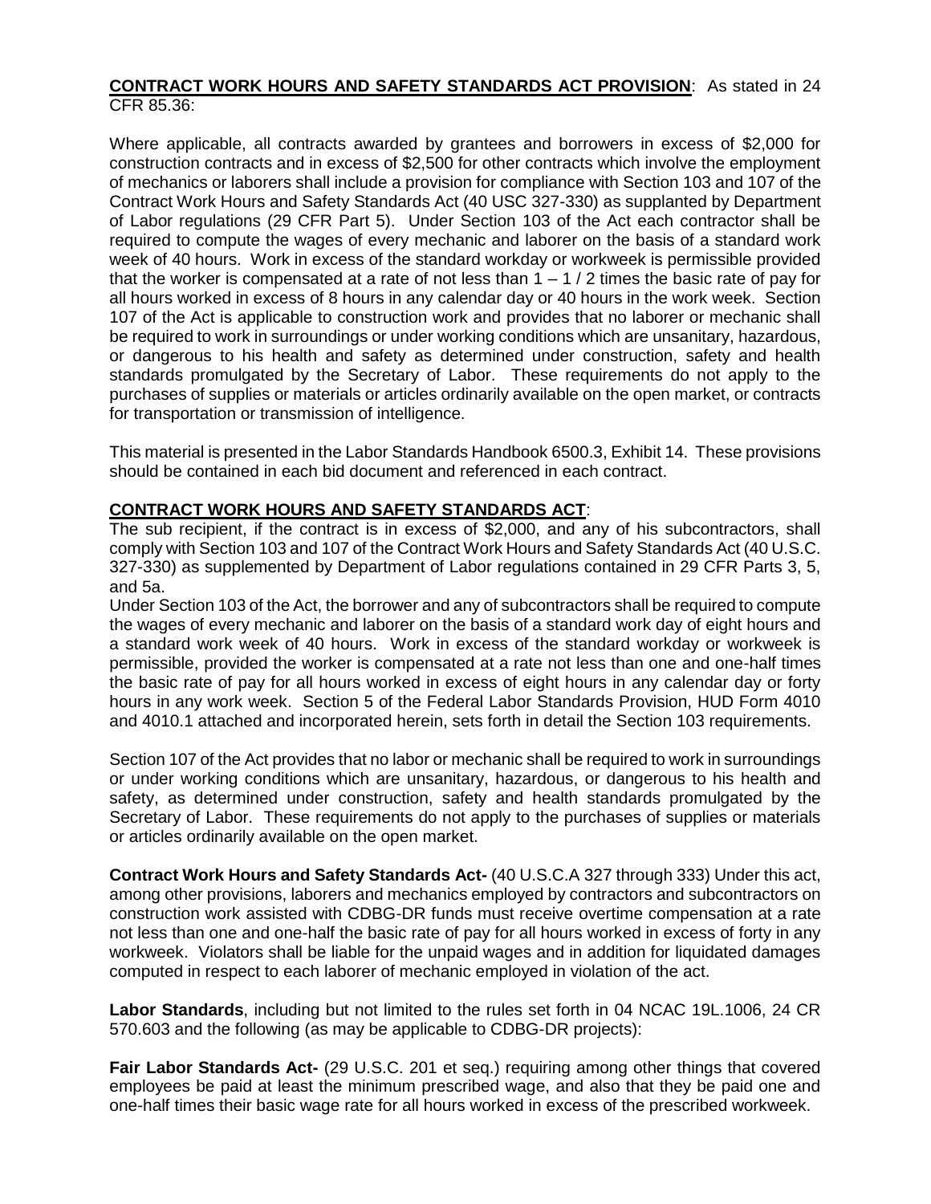**CONTRACT WORK HOURS AND SAFETY STANDARDS ACT PROVISION**: As stated in 24 CFR 85.36:

Where applicable, all contracts awarded by grantees and borrowers in excess of $2,000 for construction contracts and in excess of $2,500 for other contracts which involve the employment of mechanics or laborers shall include a provision for compliance with Section 103 and 107 of the Contract Work Hours and Safety Standards Act (40 USC 327-330) as supplanted by Department of Labor regulations (29 CFR Part 5). Under Section 103 of the Act each contractor shall be required to compute the wages of every mechanic and laborer on the basis of a standard work week of 40 hours. Work in excess of the standard workday or workweek is permissible provided that the worker is compensated at a rate of not less than 1 – 1 / 2 times the basic rate of pay for all hours worked in excess of 8 hours in any calendar day or 40 hours in the work week. Section 107 of the Act is applicable to construction work and provides that no laborer or mechanic shall be required to work in surroundings or under working conditions which are unsanitary, hazardous, or dangerous to his health and safety as determined under construction, safety and health standards promulgated by the Secretary of Labor. These requirements do not apply to the purchases of supplies or materials or articles ordinarily available on the open market, or contracts for transportation or transmission of intelligence.

This material is presented in the Labor Standards Handbook 6500.3, Exhibit 14. These provisions should be contained in each bid document and referenced in each contract.

**CONTRACT WORK HOURS AND SAFETY STANDARDS ACT**:

The sub recipient, if the contract is in excess of $2,000, and any of his subcontractors, shall comply with Section 103 and 107 of the Contract Work Hours and Safety Standards Act (40 U.S.C. 327-330) as supplemented by Department of Labor regulations contained in 29 CFR Parts 3, 5, and 5a.

Under Section 103 of the Act, the borrower and any of subcontractors shall be required to compute the wages of every mechanic and laborer on the basis of a standard work day of eight hours and a standard work week of 40 hours. Work in excess of the standard workday or workweek is permissible, provided the worker is compensated at a rate not less than one and one-half times the basic rate of pay for all hours worked in excess of eight hours in any calendar day or forty hours in any work week. Section 5 of the Federal Labor Standards Provision, HUD Form 4010 and 4010.1 attached and incorporated herein, sets forth in detail the Section 103 requirements.

Section 107 of the Act provides that no labor or mechanic shall be required to work in surroundings or under working conditions which are unsanitary, hazardous, or dangerous to his health and safety, as determined under construction, safety and health standards promulgated by the Secretary of Labor. These requirements do not apply to the purchases of supplies or materials or articles ordinarily available on the open market.

**Contract Work Hours and Safety Standards Act-** (40 U.S.C.A 327 through 333) Under this act, among other provisions, laborers and mechanics employed by contractors and subcontractors on construction work assisted with CDBG-DR funds must receive overtime compensation at a rate not less than one and one-half the basic rate of pay for all hours worked in excess of forty in any workweek. Violators shall be liable for the unpaid wages and in addition for liquidated damages computed in respect to each laborer of mechanic employed in violation of the act.

**Labor Standards**, including but not limited to the rules set forth in 04 NCAC 19L.1006, 24 CR 570.603 and the following (as may be applicable to CDBG-DR projects):

**Fair Labor Standards Act-** (29 U.S.C. 201 et seq.) requiring among other things that covered employees be paid at least the minimum prescribed wage, and also that they be paid one and one-half times their basic wage rate for all hours worked in excess of the prescribed workweek.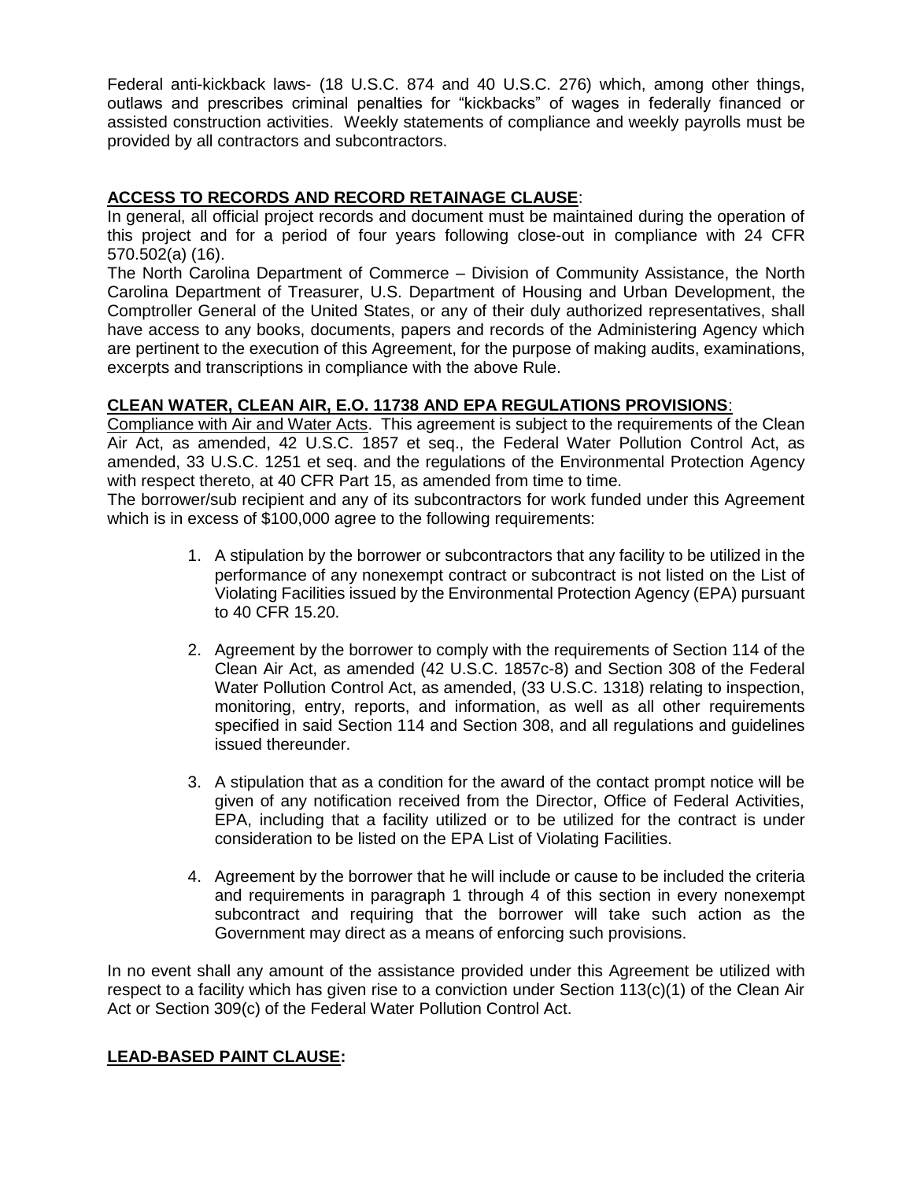Federal anti-kickback laws- (18 U.S.C. 874 and 40 U.S.C. 276) which, among other things, outlaws and prescribes criminal penalties for "kickbacks" of wages in federally financed or assisted construction activities. Weekly statements of compliance and weekly payrolls must be provided by all contractors and subcontractors.

**ACCESS TO RECORDS AND RECORD RETAINAGE CLAUSE**:

In general, all official project records and document must be maintained during the operation of this project and for a period of four years following close-out in compliance with 24 CFR 570.502(a) (16).

The North Carolina Department of Commerce – Division of Community Assistance, the North Carolina Department of Treasurer, U.S. Department of Housing and Urban Development, the Comptroller General of the United States, or any of their duly authorized representatives, shall have access to any books, documents, papers and records of the Administering Agency which are pertinent to the execution of this Agreement, for the purpose of making audits, examinations, excerpts and transcriptions in compliance with the above Rule.

**CLEAN WATER, CLEAN AIR, E.O. 11738 AND EPA REGULATIONS PROVISIONS**:

Compliance with Air and Water Acts. This agreement is subject to the requirements of the Clean Air Act, as amended, 42 U.S.C. 1857 et seq., the Federal Water Pollution Control Act, as amended, 33 U.S.C. 1251 et seq. and the regulations of the Environmental Protection Agency with respect thereto, at 40 CFR Part 15, as amended from time to time.

The borrower/sub recipient and any of its subcontractors for work funded under this Agreement which is in excess of $100,000 agree to the following requirements:

1. A stipulation by the borrower or subcontractors that any facility to be utilized in the performance of any nonexempt contract or subcontract is not listed on the List of Violating Facilities issued by the Environmental Protection Agency (EPA) pursuant to 40 CFR 15.20.

2. Agreement by the borrower to comply with the requirements of Section 114 of the Clean Air Act, as amended (42 U.S.C. 1857c-8) and Section 308 of the Federal Water Pollution Control Act, as amended, (33 U.S.C. 1318) relating to inspection, monitoring, entry, reports, and information, as well as all other requirements specified in said Section 114 and Section 308, and all regulations and guidelines issued thereunder.

3. A stipulation that as a condition for the award of the contact prompt notice will be given of any notification received from the Director, Office of Federal Activities, EPA, including that a facility utilized or to be utilized for the contract is under consideration to be listed on the EPA List of Violating Facilities.

4. Agreement by the borrower that he will include or cause to be included the criteria and requirements in paragraph 1 through 4 of this section in every nonexempt subcontract and requiring that the borrower will take such action as the Government may direct as a means of enforcing such provisions.

In no event shall any amount of the assistance provided under this Agreement be utilized with respect to a facility which has given rise to a conviction under Section 113(c)(1) of the Clean Air Act or Section 309(c) of the Federal Water Pollution Control Act.

**LEAD-BASED PAINT CLAUSE:**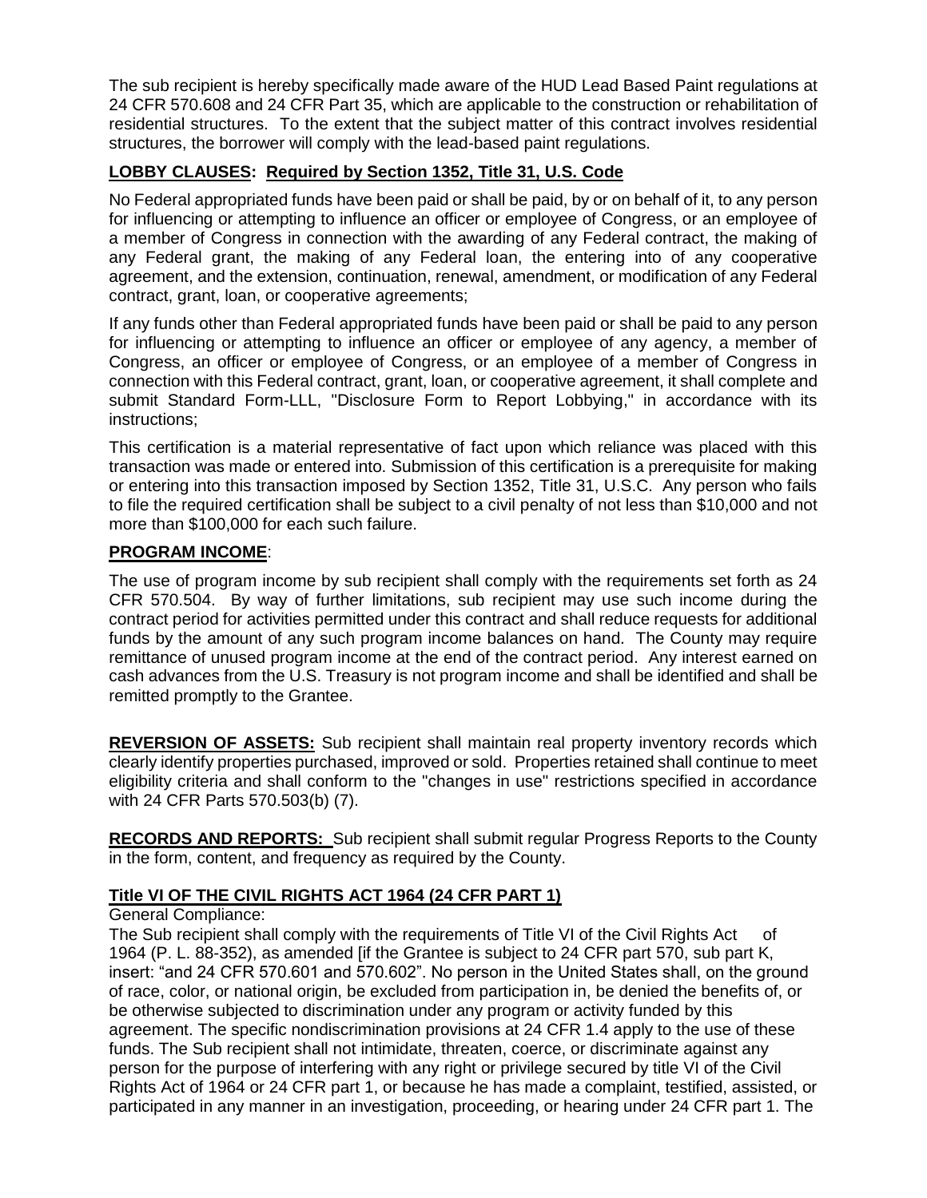The sub recipient is hereby specifically made aware of the HUD Lead Based Paint regulations at 24 CFR 570.608 and 24 CFR Part 35, which are applicable to the construction or rehabilitation of residential structures. To the extent that the subject matter of this contract involves residential structures, the borrower will comply with the lead-based paint regulations.

**LOBBY CLAUSES: Required by Section 1352, Title 31, U.S. Code**

No Federal appropriated funds have been paid or shall be paid, by or on behalf of it, to any person for influencing or attempting to influence an officer or employee of Congress, or an employee of a member of Congress in connection with the awarding of any Federal contract, the making of any Federal grant, the making of any Federal loan, the entering into of any cooperative agreement, and the extension, continuation, renewal, amendment, or modification of any Federal contract, grant, loan, or cooperative agreements;

If any funds other than Federal appropriated funds have been paid or shall be paid to any person for influencing or attempting to influence an officer or employee of any agency, a member of Congress, an officer or employee of Congress, or an employee of a member of Congress in connection with this Federal contract, grant, loan, or cooperative agreement, it shall complete and submit Standard Form-LLL, "Disclosure Form to Report Lobbying," in accordance with its instructions;

This certification is a material representative of fact upon which reliance was placed with this transaction was made or entered into. Submission of this certification is a prerequisite for making or entering into this transaction imposed by Section 1352, Title 31, U.S.C. Any person who fails to file the required certification shall be subject to a civil penalty of not less than $10,000 and not more than $100,000 for each such failure.

**PROGRAM INCOME**:

The use of program income by sub recipient shall comply with the requirements set forth as 24 CFR 570.504. By way of further limitations, sub recipient may use such income during the contract period for activities permitted under this contract and shall reduce requests for additional funds by the amount of any such program income balances on hand. The County may require remittance of unused program income at the end of the contract period. Any interest earned on cash advances from the U.S. Treasury is not program income and shall be identified and shall be remitted promptly to the Grantee.

**REVERSION OF ASSETS:** Sub recipient shall maintain real property inventory records which clearly identify properties purchased, improved or sold. Properties retained shall continue to meet eligibility criteria and shall conform to the "changes in use" restrictions specified in accordance with 24 CFR Parts 570.503(b) (7).

**RECORDS AND REPORTS:** Sub recipient shall submit regular Progress Reports to the County in the form, content, and frequency as required by the County.

**Title VI OF THE CIVIL RIGHTS ACT 1964 (24 CFR PART 1)**

General Compliance:

The Sub recipient shall comply with the requirements of Title VI of the Civil Rights Act of 1964 (P. L. 88-352), as amended [if the Grantee is subject to 24 CFR part 570, sub part K, insert: "and 24 CFR 570.601 and 570.602". No person in the United States shall, on the ground of race, color, or national origin, be excluded from participation in, be denied the benefits of, or be otherwise subjected to discrimination under any program or activity funded by this agreement. The specific nondiscrimination provisions at 24 CFR 1.4 apply to the use of these funds. The Sub recipient shall not intimidate, threaten, coerce, or discriminate against any person for the purpose of interfering with any right or privilege secured by title VI of the Civil Rights Act of 1964 or 24 CFR part 1, or because he has made a complaint, testified, assisted, or participated in any manner in an investigation, proceeding, or hearing under 24 CFR part 1. The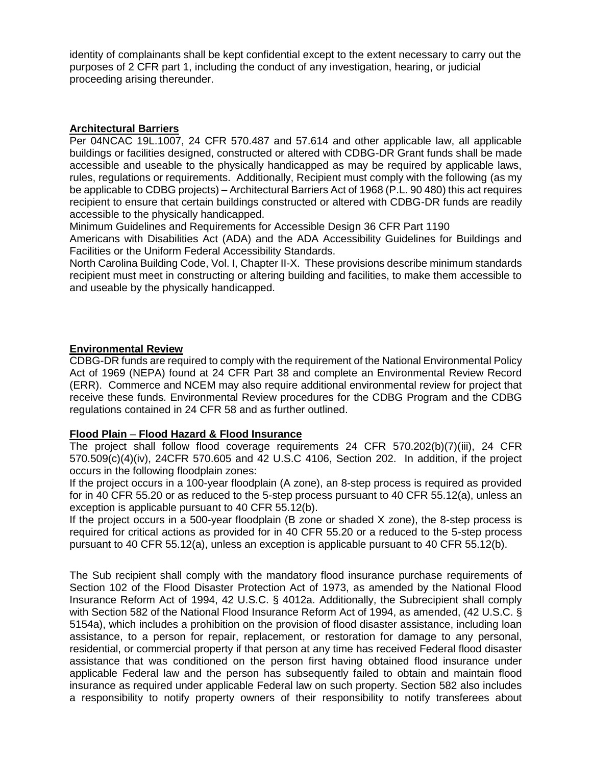identity of complainants shall be kept confidential except to the extent necessary to carry out the purposes of 2 CFR part 1, including the conduct of any investigation, hearing, or judicial proceeding arising thereunder.

**Architectural Barriers**

Per 04NCAC 19L.1007, 24 CFR 570.487 and 57.614 and other applicable law, all applicable buildings or facilities designed, constructed or altered with CDBG-DR Grant funds shall be made accessible and useable to the physically handicapped as may be required by applicable laws, rules, regulations or requirements. Additionally, Recipient must comply with the following (as my be applicable to CDBG projects) – Architectural Barriers Act of 1968 (P.L. 90 480) this act requires recipient to ensure that certain buildings constructed or altered with CDBG-DR funds are readily accessible to the physically handicapped.

Minimum Guidelines and Requirements for Accessible Design 36 CFR Part 1190

Americans with Disabilities Act (ADA) and the ADA Accessibility Guidelines for Buildings and Facilities or the Uniform Federal Accessibility Standards.

North Carolina Building Code, Vol. I, Chapter II-X. These provisions describe minimum standards recipient must meet in constructing or altering building and facilities, to make them accessible to and useable by the physically handicapped.

**Environmental Review**

CDBG-DR funds are required to comply with the requirement of the National Environmental Policy Act of 1969 (NEPA) found at 24 CFR Part 38 and complete an Environmental Review Record (ERR). Commerce and NCEM may also require additional environmental review for project that receive these funds. Environmental Review procedures for the CDBG Program and the CDBG regulations contained in 24 CFR 58 and as further outlined.

**Flood Plain – Flood Hazard & Flood Insurance**

The project shall follow flood coverage requirements 24 CFR 570.202(b)(7)(iii), 24 CFR 570.509(c)(4)(iv), 24CFR 570.605 and 42 U.S.C 4106, Section 202. In addition, if the project occurs in the following floodplain zones:

If the project occurs in a 100-year floodplain (A zone), an 8-step process is required as provided for in 40 CFR 55.20 or as reduced to the 5-step process pursuant to 40 CFR 55.12(a), unless an exception is applicable pursuant to 40 CFR 55.12(b).

If the project occurs in a 500-year floodplain (B zone or shaded X zone), the 8-step process is required for critical actions as provided for in 40 CFR 55.20 or a reduced to the 5-step process pursuant to 40 CFR 55.12(a), unless an exception is applicable pursuant to 40 CFR 55.12(b).

The Sub recipient shall comply with the mandatory flood insurance purchase requirements of Section 102 of the Flood Disaster Protection Act of 1973, as amended by the National Flood Insurance Reform Act of 1994, 42 U.S.C. § 4012a. Additionally, the Subrecipient shall comply with Section 582 of the National Flood Insurance Reform Act of 1994, as amended, (42 U.S.C. § 5154a), which includes a prohibition on the provision of flood disaster assistance, including loan assistance, to a person for repair, replacement, or restoration for damage to any personal, residential, or commercial property if that person at any time has received Federal flood disaster assistance that was conditioned on the person first having obtained flood insurance under applicable Federal law and the person has subsequently failed to obtain and maintain flood insurance as required under applicable Federal law on such property. Section 582 also includes a responsibility to notify property owners of their responsibility to notify transferees about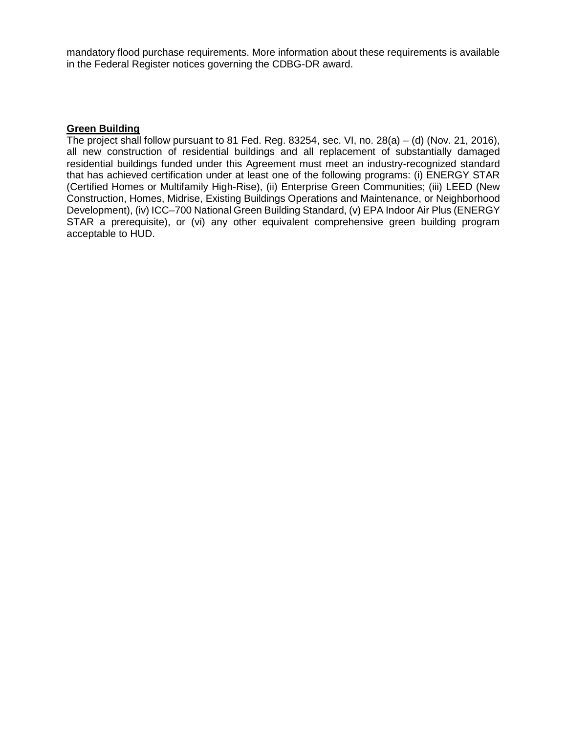mandatory flood purchase requirements. More information about these requirements is available in the Federal Register notices governing the CDBG-DR award.

**Green Building**

The project shall follow pursuant to 81 Fed. Reg. 83254, sec. VI, no. 28(a) – (d) (Nov. 21, 2016), all new construction of residential buildings and all replacement of substantially damaged residential buildings funded under this Agreement must meet an industry-recognized standard that has achieved certification under at least one of the following programs: (i) ENERGY STAR (Certified Homes or Multifamily High-Rise), (ii) Enterprise Green Communities; (iii) LEED (New Construction, Homes, Midrise, Existing Buildings Operations and Maintenance, or Neighborhood Development), (iv) ICC–700 National Green Building Standard, (v) EPA Indoor Air Plus (ENERGY STAR a prerequisite), or (vi) any other equivalent comprehensive green building program acceptable to HUD.